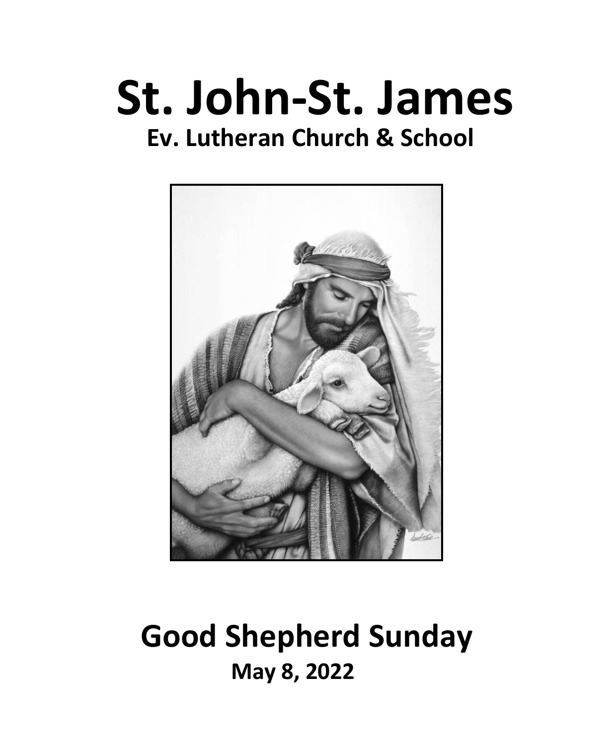# St. John-St. James

## Ev. Lutheran Church & School

# Good Shepherd Sunday

## May 8, 2022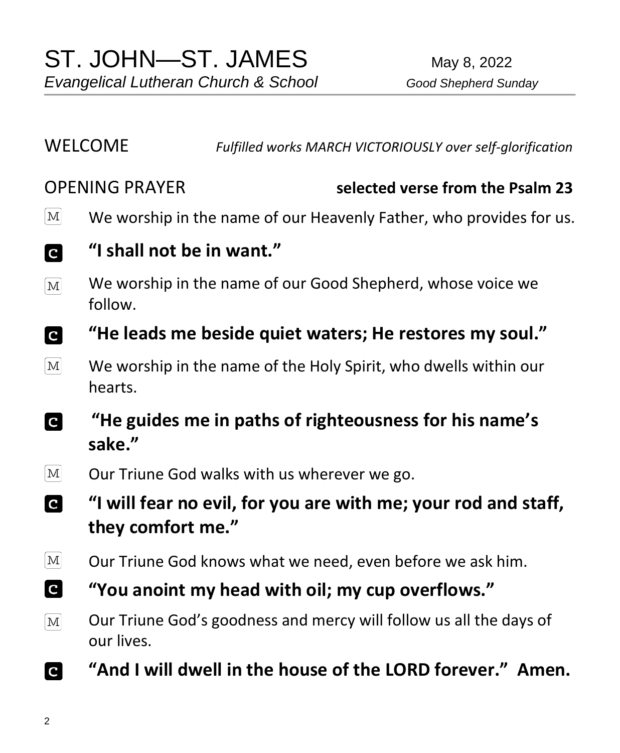# ST. JOHN—ST. JAMES

*Evangelical Lutheran Church & School*

May 8, 2022

*Good Shepherd Sunday*

WELCOME *Fulfilled works MARCH VICTORIOUSLY over self-glorification*

OPENING PRAYER **selected verse from the Psalm 23**

M We worship in the name of our Heavenly Father, who provides for us.

C **"I shall not be in want."**

M We worship in the name of our Good Shepherd, whose voice we follow.

C **"He leads me beside quiet waters; He restores my soul."**

M We worship in the name of the Holy Spirit, who dwells within our hearts.

C **"He guides me in paths of righteousness for his name's sake."**

M Our Triune God walks with us wherever we go.

C **"I will fear no evil, for you are with me; your rod and staff, they comfort me."**

M Our Triune God knows what we need, even before we ask him.

C **"You anoint my head with oil; my cup overflows."**

M Our Triune God's goodness and mercy will follow us all the days of our lives.

C **"And I will dwell in the house of the LORD forever." Amen.**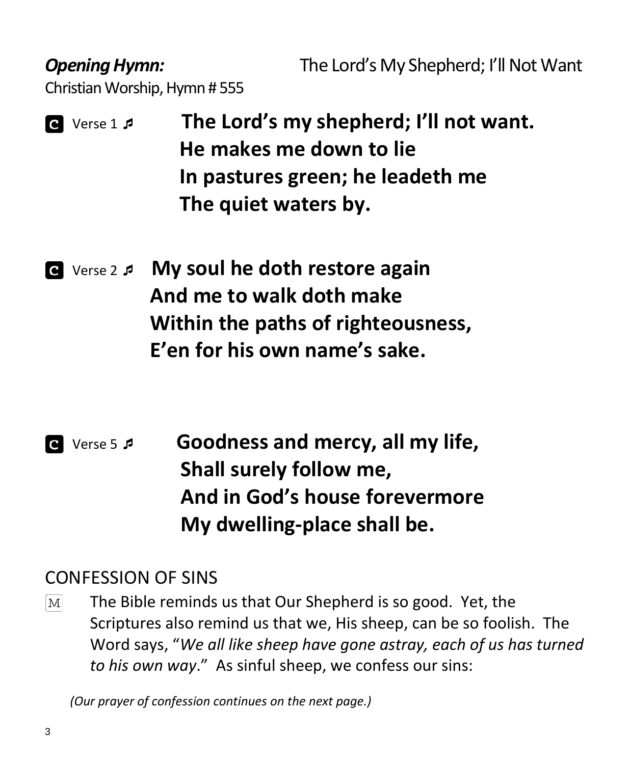***Opening Hymn:*** The Lord's My Shepherd; I'll Not Want
Christian Worship, Hymn # 555

**C** Verse 1 ♬ **The Lord's my shepherd; I'll not want.**
**He makes me down to lie**
**In pastures green; he leadeth me**
**The quiet waters by.**

**C** Verse 2 ♬ **My soul he doth restore again**
**And me to walk doth make**
**Within the paths of righteousness,**
**E'en for his own name's sake.**

**C** Verse 5 ♬ **Goodness and mercy, all my life,**
**Shall surely follow me,**
**And in God's house forevermore**
**My dwelling-place shall be.**

## CONFESSION OF SINS

M The Bible reminds us that Our Shepherd is so good. Yet, the Scriptures also remind us that we, His sheep, can be so foolish. The Word says, "*We all like sheep have gone astray, each of us has turned to his own way*." As sinful sheep, we confess our sins:

*(Our prayer of confession continues on the next page.)*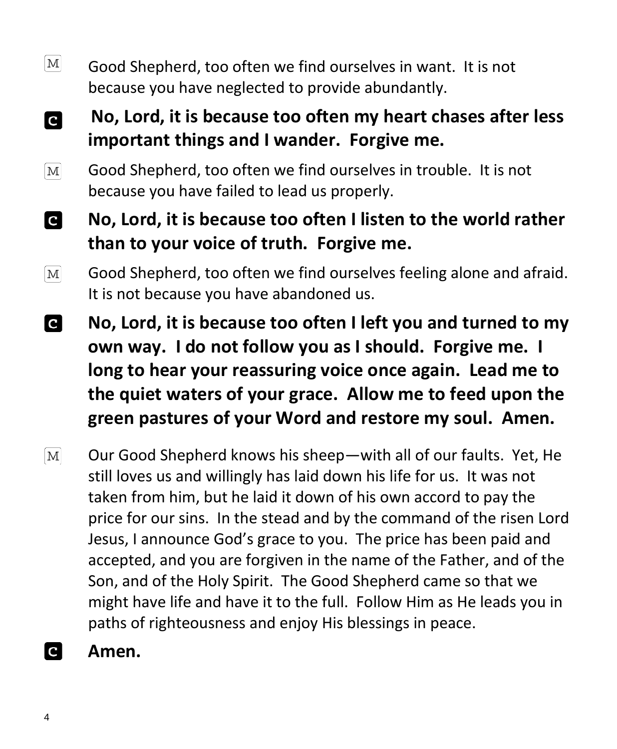M Good Shepherd, too often we find ourselves in want. It is not because you have neglected to provide abundantly.

C **No, Lord, it is because too often my heart chases after less important things and I wander. Forgive me.**

M Good Shepherd, too often we find ourselves in trouble. It is not because you have failed to lead us properly.

C **No, Lord, it is because too often I listen to the world rather than to your voice of truth. Forgive me.**

M Good Shepherd, too often we find ourselves feeling alone and afraid. It is not because you have abandoned us.

C **No, Lord, it is because too often I left you and turned to my own way. I do not follow you as I should. Forgive me. I long to hear your reassuring voice once again. Lead me to the quiet waters of your grace. Allow me to feed upon the green pastures of your Word and restore my soul. Amen.**

M Our Good Shepherd knows his sheep—with all of our faults. Yet, He still loves us and willingly has laid down his life for us. It was not taken from him, but he laid it down of his own accord to pay the price for our sins. In the stead and by the command of the risen Lord Jesus, I announce God's grace to you. The price has been paid and accepted, and you are forgiven in the name of the Father, and of the Son, and of the Holy Spirit. The Good Shepherd came so that we might have life and have it to the full. Follow Him as He leads you in paths of righteousness and enjoy His blessings in peace.

C **Amen.**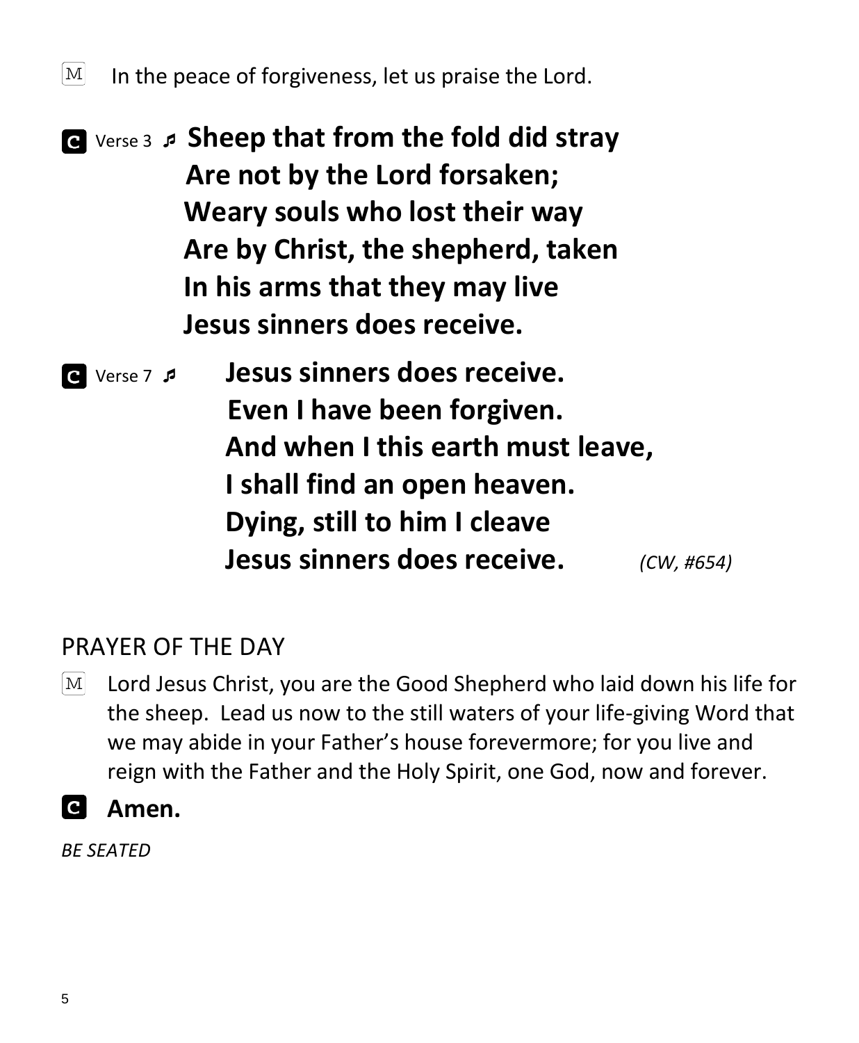M In the peace of forgiveness, let us praise the Lord.

**C** Verse 3 ♬ **Sheep that from the fold did stray**
**Are not by the Lord forsaken;**
**Weary souls who lost their way**
**Are by Christ, the shepherd, taken**
**In his arms that they may live**
**Jesus sinners does receive.**

**C** Verse 7 ♬ **Jesus sinners does receive.**
**Even I have been forgiven.**
**And when I this earth must leave,**
**I shall find an open heaven.**
**Dying, still to him I cleave**
**Jesus sinners does receive.** *(CW, #654)*

## PRAYER OF THE DAY

M Lord Jesus Christ, you are the Good Shepherd who laid down his life for the sheep. Lead us now to the still waters of your life-giving Word that we may abide in your Father's house forevermore; for you live and reign with the Father and the Holy Spirit, one God, now and forever.

**C** **Amen.**

*BE SEATED*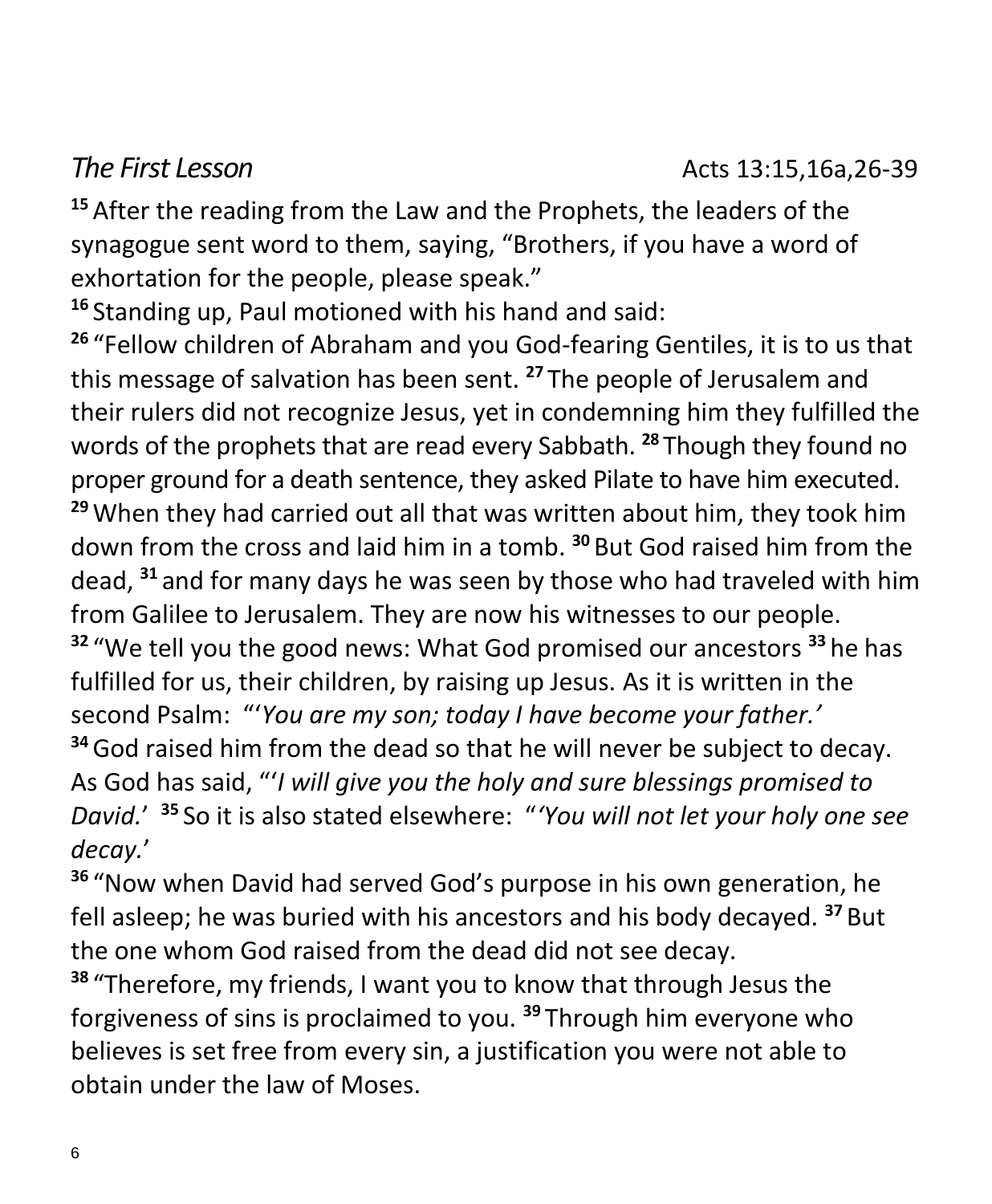*The First Lesson* Acts 13:15,16a,26-39

[15] After the reading from the Law and the Prophets, the leaders of the synagogue sent word to them, saying, "Brothers, if you have a word of exhortation for the people, please speak."

[16] Standing up, Paul motioned with his hand and said:

[26] "Fellow children of Abraham and you God-fearing Gentiles, it is to us that this message of salvation has been sent. [27] The people of Jerusalem and their rulers did not recognize Jesus, yet in condemning him they fulfilled the words of the prophets that are read every Sabbath. [28] Though they found no proper ground for a death sentence, they asked Pilate to have him executed. [29] When they had carried out all that was written about him, they took him down from the cross and laid him in a tomb. [30] But God raised him from the dead, [31] and for many days he was seen by those who had traveled with him from Galilee to Jerusalem. They are now his witnesses to our people.

[32] "We tell you the good news: What God promised our ancestors [33] he has fulfilled for us, their children, by raising up Jesus. As it is written in the second Psalm: "'*You are my son; today I have become your father.'*

[34] God raised him from the dead so that he will never be subject to decay. As God has said, "'*I will give you the holy and sure blessings promised to David.*' [35] So it is also stated elsewhere: "*'You will not let your holy one see decay.*'

[36] "Now when David had served God's purpose in his own generation, he fell asleep; he was buried with his ancestors and his body decayed. [37] But the one whom God raised from the dead did not see decay.

[38] "Therefore, my friends, I want you to know that through Jesus the forgiveness of sins is proclaimed to you. [39] Through him everyone who believes is set free from every sin, a justification you were not able to obtain under the law of Moses.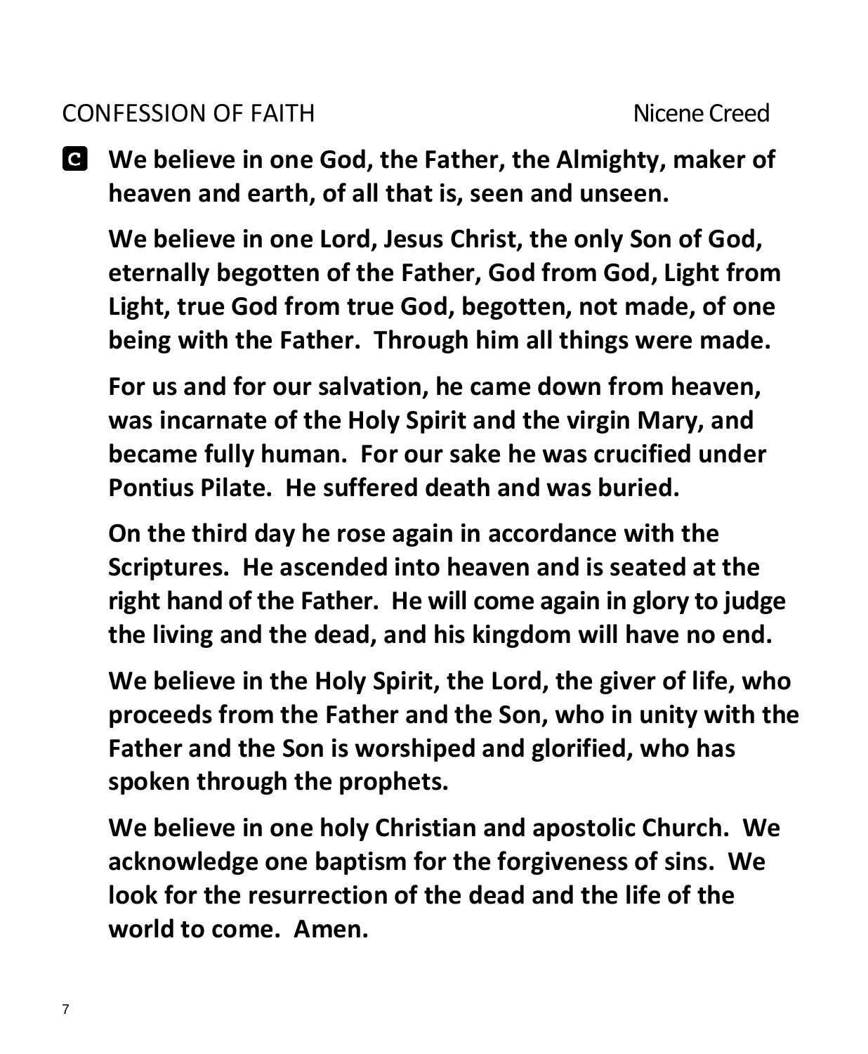CONFESSION OF FAITH Nicene Creed

**C** **We believe in one God, the Father, the Almighty, maker of heaven and earth, of all that is, seen and unseen.**

**We believe in one Lord, Jesus Christ, the only Son of God, eternally begotten of the Father, God from God, Light from Light, true God from true God, begotten, not made, of one being with the Father. Through him all things were made.**

**For us and for our salvation, he came down from heaven, was incarnate of the Holy Spirit and the virgin Mary, and became fully human. For our sake he was crucified under Pontius Pilate. He suffered death and was buried.**

**On the third day he rose again in accordance with the Scriptures. He ascended into heaven and is seated at the right hand of the Father. He will come again in glory to judge the living and the dead, and his kingdom will have no end.**

**We believe in the Holy Spirit, the Lord, the giver of life, who proceeds from the Father and the Son, who in unity with the Father and the Son is worshiped and glorified, who has spoken through the prophets.**

**We believe in one holy Christian and apostolic Church. We acknowledge one baptism for the forgiveness of sins. We look for the resurrection of the dead and the life of the world to come. Amen.**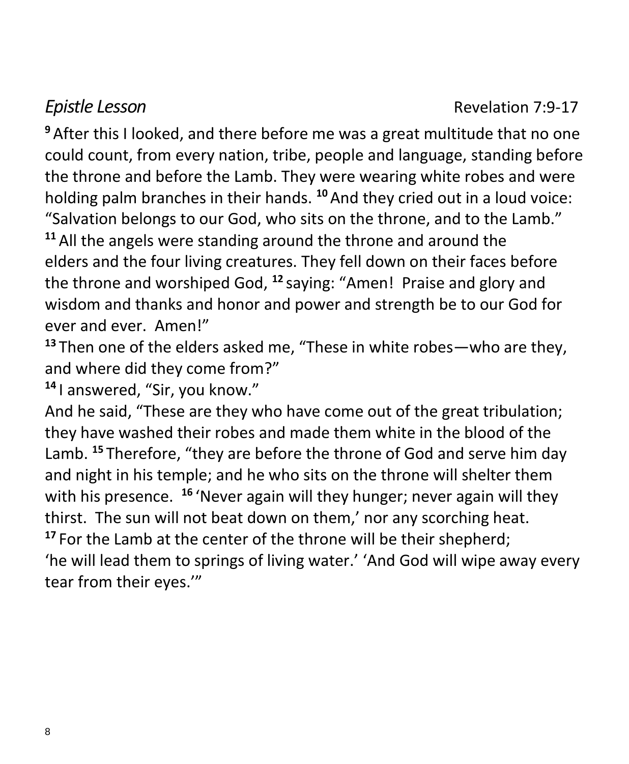*Epistle Lesson* Revelation 7:9-17

[9] After this I looked, and there before me was a great multitude that no one could count, from every nation, tribe, people and language, standing before the throne and before the Lamb. They were wearing white robes and were holding palm branches in their hands. [10] And they cried out in a loud voice: "Salvation belongs to our God, who sits on the throne, and to the Lamb."
[11] All the angels were standing around the throne and around the elders and the four living creatures. They fell down on their faces before the throne and worshiped God, [12] saying: "Amen! Praise and glory and wisdom and thanks and honor and power and strength be to our God for ever and ever. Amen!"
[13] Then one of the elders asked me, "These in white robes—who are they, and where did they come from?"
[14] I answered, "Sir, you know."
And he said, "These are they who have come out of the great tribulation; they have washed their robes and made them white in the blood of the Lamb. [15] Therefore, "they are before the throne of God and serve him day and night in his temple; and he who sits on the throne will shelter them with his presence. [16] 'Never again will they hunger; never again will they thirst. The sun will not beat down on them,' nor any scorching heat.
[17] For the Lamb at the center of the throne will be their shepherd; 'he will lead them to springs of living water.' 'And God will wipe away every tear from their eyes.'"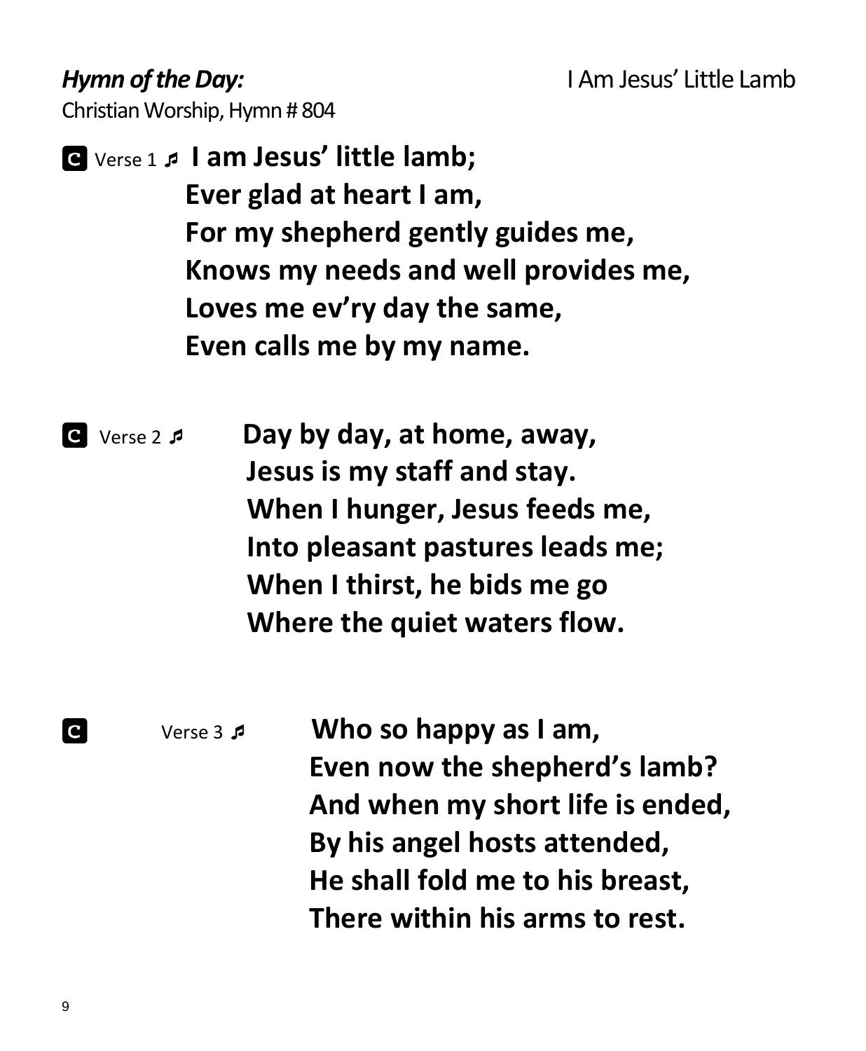***Hymn of the Day:*** I Am Jesus' Little Lamb

Christian Worship, Hymn # 804

C Verse 1 ♫ **I am Jesus' little lamb;**
**Ever glad at heart I am,**
**For my shepherd gently guides me,**
**Knows my needs and well provides me,**
**Loves me ev'ry day the same,**
**Even calls me by my name.**

C Verse 2 ♫ **Day by day, at home, away,**
**Jesus is my staff and stay.**
**When I hunger, Jesus feeds me,**
**Into pleasant pastures leads me;**
**When I thirst, he bids me go**
**Where the quiet waters flow.**

C Verse 3 ♫ **Who so happy as I am,**
**Even now the shepherd's lamb?**
**And when my short life is ended,**
**By his angel hosts attended,**
**He shall fold me to his breast,**
**There within his arms to rest.**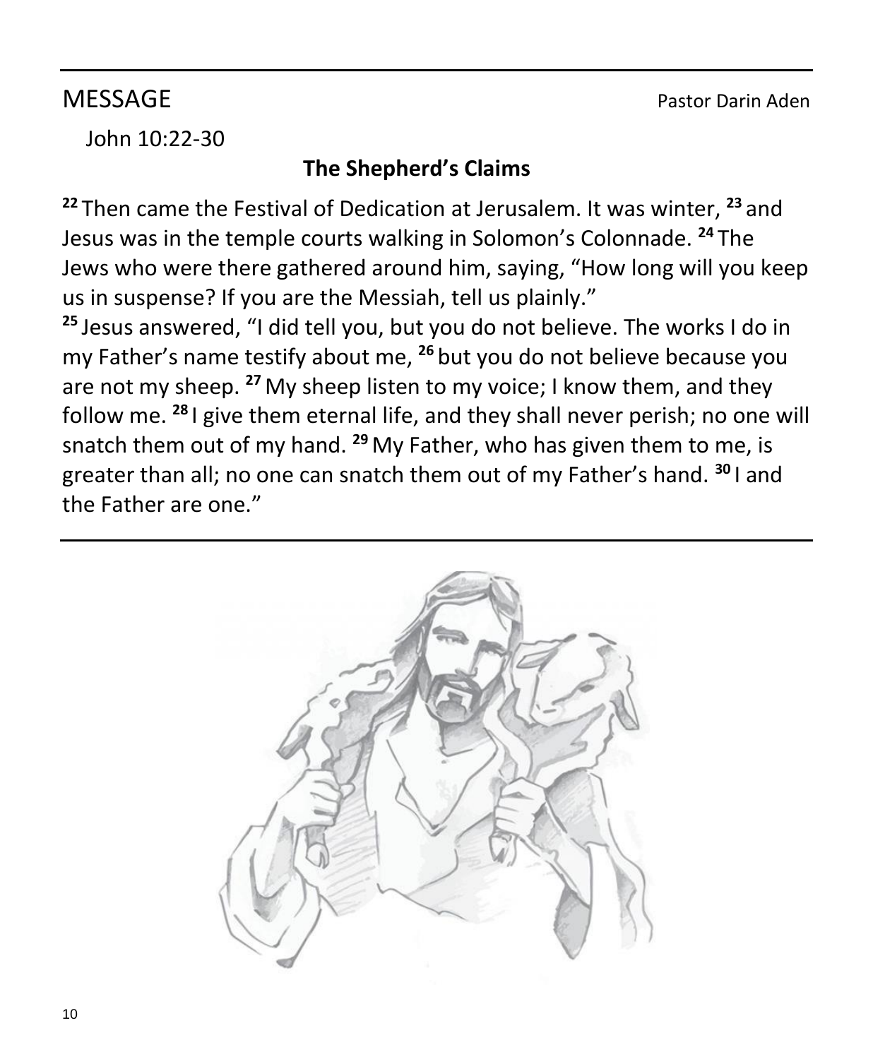## MESSAGE

Pastor Darin Aden

John 10:22-30

**The Shepherd's Claims**

**22** Then came the Festival of Dedication at Jerusalem. It was winter, **23** and Jesus was in the temple courts walking in Solomon's Colonnade. **24** The Jews who were there gathered around him, saying, "How long will you keep us in suspense? If you are the Messiah, tell us plainly."
**25** Jesus answered, "I did tell you, but you do not believe. The works I do in my Father's name testify about me, **26** but you do not believe because you are not my sheep. **27** My sheep listen to my voice; I know them, and they follow me. **28** I give them eternal life, and they shall never perish; no one will snatch them out of my hand. **29** My Father, who has given them to me, is greater than all; no one can snatch them out of my Father's hand. **30** I and the Father are one."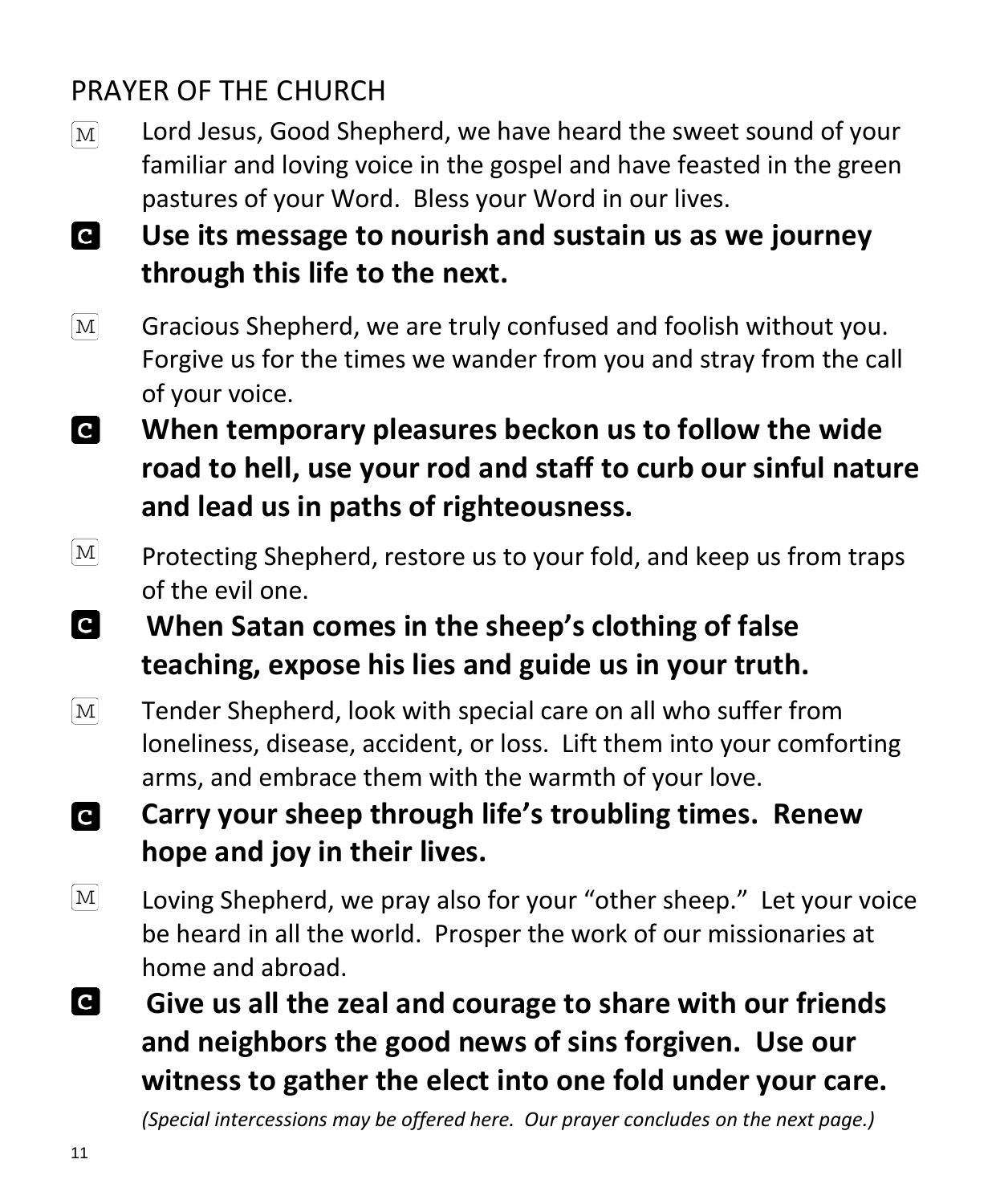## PRAYER OF THE CHURCH

M Lord Jesus, Good Shepherd, we have heard the sweet sound of your familiar and loving voice in the gospel and have feasted in the green pastures of your Word. Bless your Word in our lives.

**C Use its message to nourish and sustain us as we journey through this life to the next.**

M Gracious Shepherd, we are truly confused and foolish without you. Forgive us for the times we wander from you and stray from the call of your voice.

**C When temporary pleasures beckon us to follow the wide road to hell, use your rod and staff to curb our sinful nature and lead us in paths of righteousness.**

M Protecting Shepherd, restore us to your fold, and keep us from traps of the evil one.

**C When Satan comes in the sheep's clothing of false teaching, expose his lies and guide us in your truth.**

M Tender Shepherd, look with special care on all who suffer from loneliness, disease, accident, or loss. Lift them into your comforting arms, and embrace them with the warmth of your love.

**C Carry your sheep through life's troubling times. Renew hope and joy in their lives.**

M Loving Shepherd, we pray also for your "other sheep." Let your voice be heard in all the world. Prosper the work of our missionaries at home and abroad.

**C Give us all the zeal and courage to share with our friends and neighbors the good news of sins forgiven. Use our witness to gather the elect into one fold under your care.**

*(Special intercessions may be offered here. Our prayer concludes on the next page.)*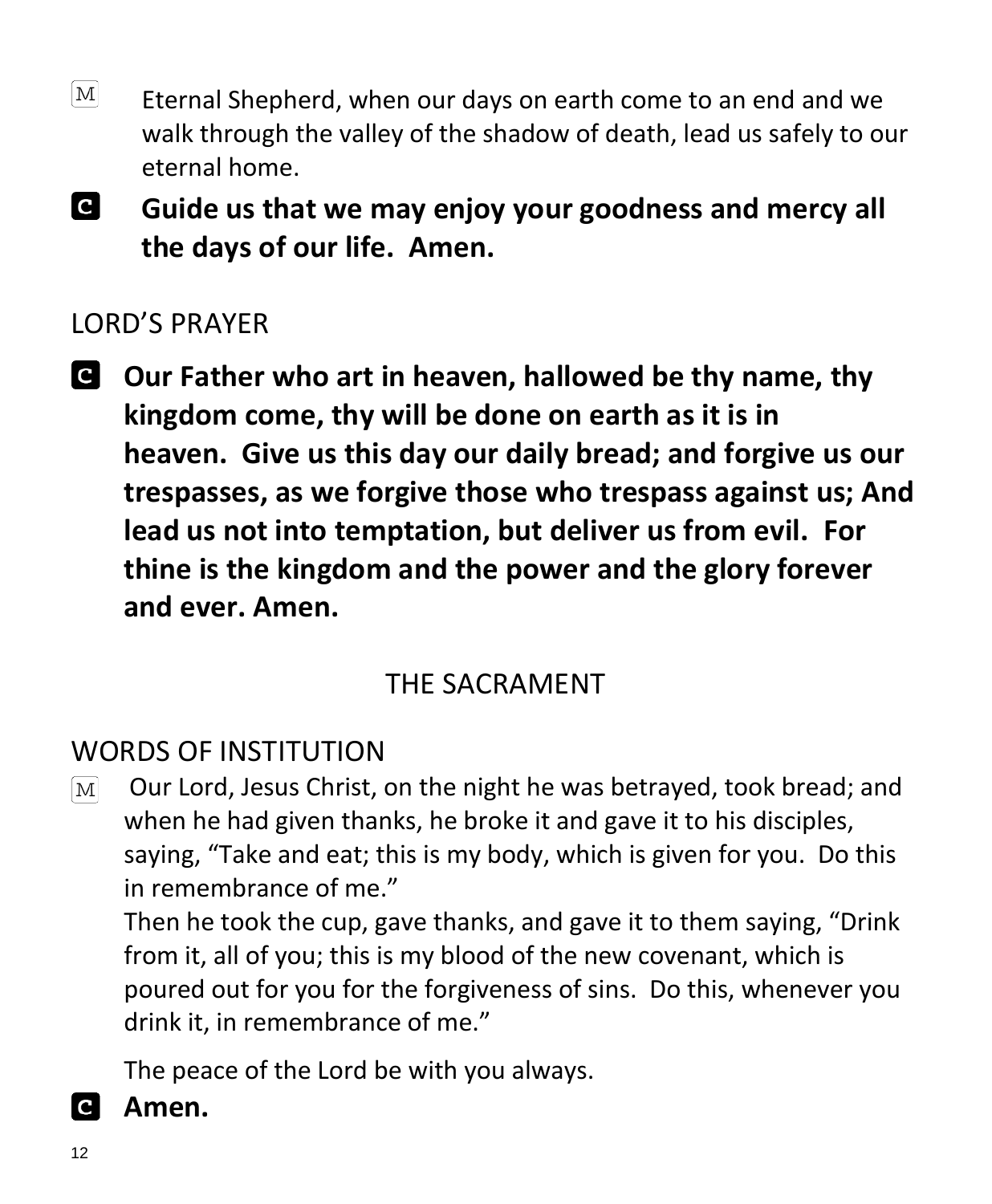M Eternal Shepherd, when our days on earth come to an end and we walk through the valley of the shadow of death, lead us safely to our eternal home.

**C Guide us that we may enjoy your goodness and mercy all the days of our life. Amen.**

## LORD'S PRAYER

**C Our Father who art in heaven, hallowed be thy name, thy kingdom come, thy will be done on earth as it is in heaven. Give us this day our daily bread; and forgive us our trespasses, as we forgive those who trespass against us; And lead us not into temptation, but deliver us from evil. For thine is the kingdom and the power and the glory forever and ever. Amen.**

# THE SACRAMENT

## WORDS OF INSTITUTION

M Our Lord, Jesus Christ, on the night he was betrayed, took bread; and when he had given thanks, he broke it and gave it to his disciples, saying, "Take and eat; this is my body, which is given for you. Do this in remembrance of me."
Then he took the cup, gave thanks, and gave it to them saying, "Drink from it, all of you; this is my blood of the new covenant, which is poured out for you for the forgiveness of sins. Do this, whenever you drink it, in remembrance of me."

The peace of the Lord be with you always.

**C Amen.**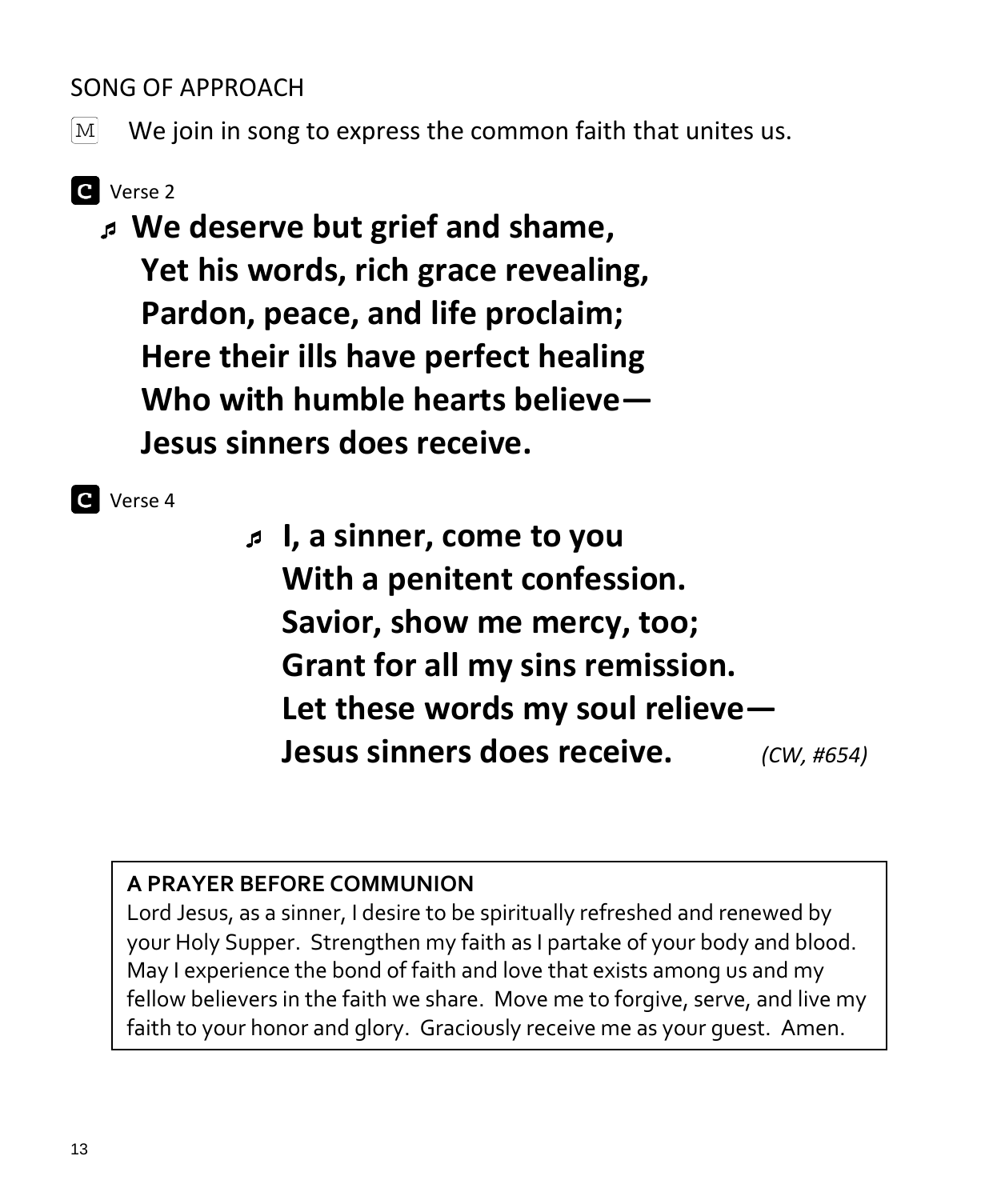SONG OF APPROACH

M We join in song to express the common faith that unites us.

**C** Verse 2

♬ **We deserve but grief and shame,**
**Yet his words, rich grace revealing,**
**Pardon, peace, and life proclaim;**
**Here their ills have perfect healing**
**Who with humble hearts believe—**
**Jesus sinners does receive.**

**C** Verse 4

♬ **I, a sinner, come to you**
**With a penitent confession.**
**Savior, show me mercy, too;**
**Grant for all my sins remission.**
**Let these words my soul relieve—**
**Jesus sinners does receive.** *(CW, #654)*

**A PRAYER BEFORE COMMUNION**

Lord Jesus, as a sinner, I desire to be spiritually refreshed and renewed by your Holy Supper. Strengthen my faith as I partake of your body and blood. May I experience the bond of faith and love that exists among us and my fellow believers in the faith we share. Move me to forgive, serve, and live my faith to your honor and glory. Graciously receive me as your guest. Amen.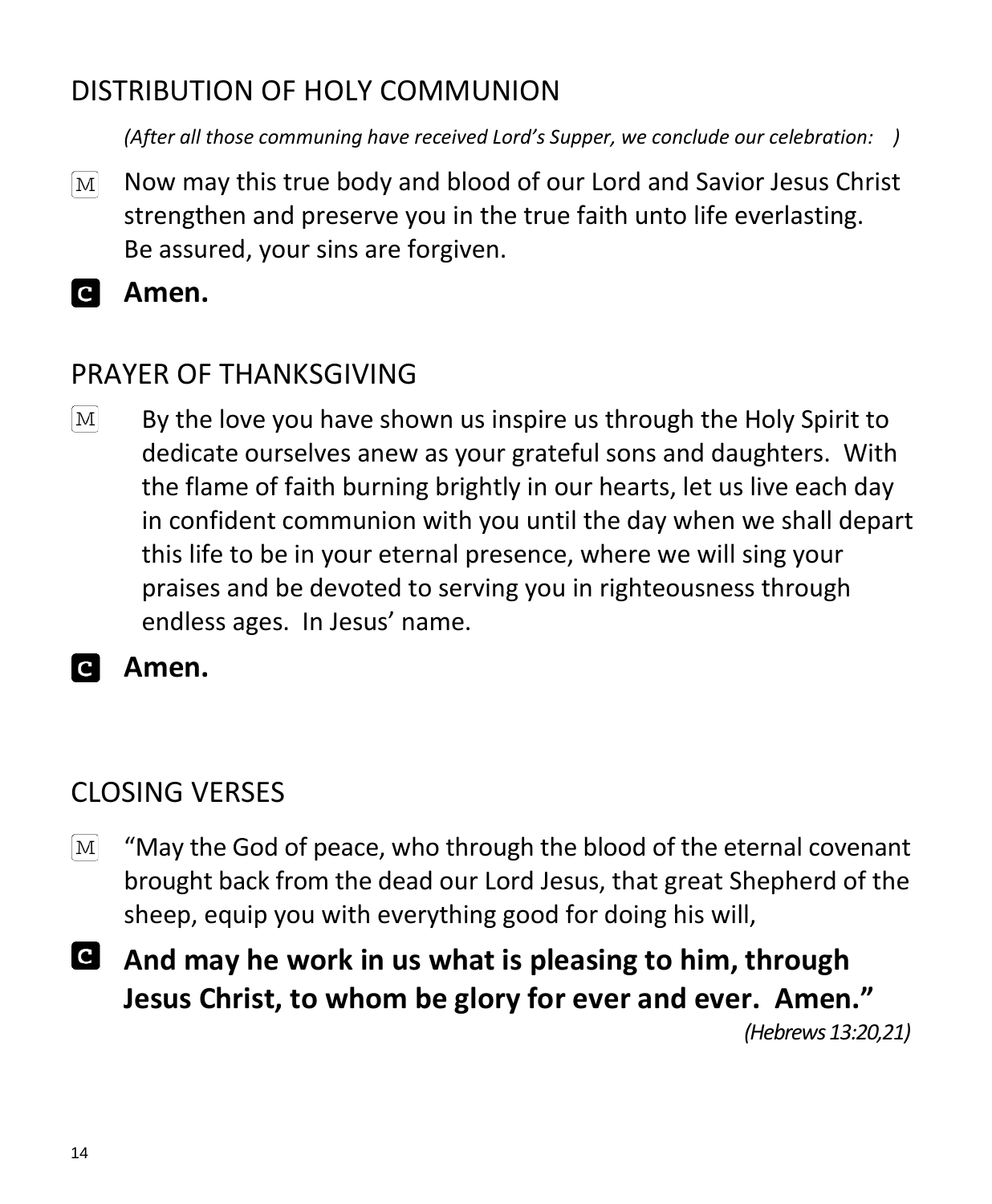## DISTRIBUTION OF HOLY COMMUNION

*(After all those communing have received Lord's Supper, we conclude our celebration:   )*

M  Now may this true body and blood of our Lord and Savior Jesus Christ strengthen and preserve you in the true faith unto life everlasting. Be assured, your sins are forgiven.

**C  Amen.**

## PRAYER OF THANKSGIVING

M  By the love you have shown us inspire us through the Holy Spirit to dedicate ourselves anew as your grateful sons and daughters. With the flame of faith burning brightly in our hearts, let us live each day in confident communion with you until the day when we shall depart this life to be in your eternal presence, where we will sing your praises and be devoted to serving you in righteousness through endless ages. In Jesus' name.

**C  Amen.**

## CLOSING VERSES

M  "May the God of peace, who through the blood of the eternal covenant brought back from the dead our Lord Jesus, that great Shepherd of the sheep, equip you with everything good for doing his will,

**C  And may he work in us what is pleasing to him, through Jesus Christ, to whom be glory for ever and ever. Amen."**

*(Hebrews 13:20,21)*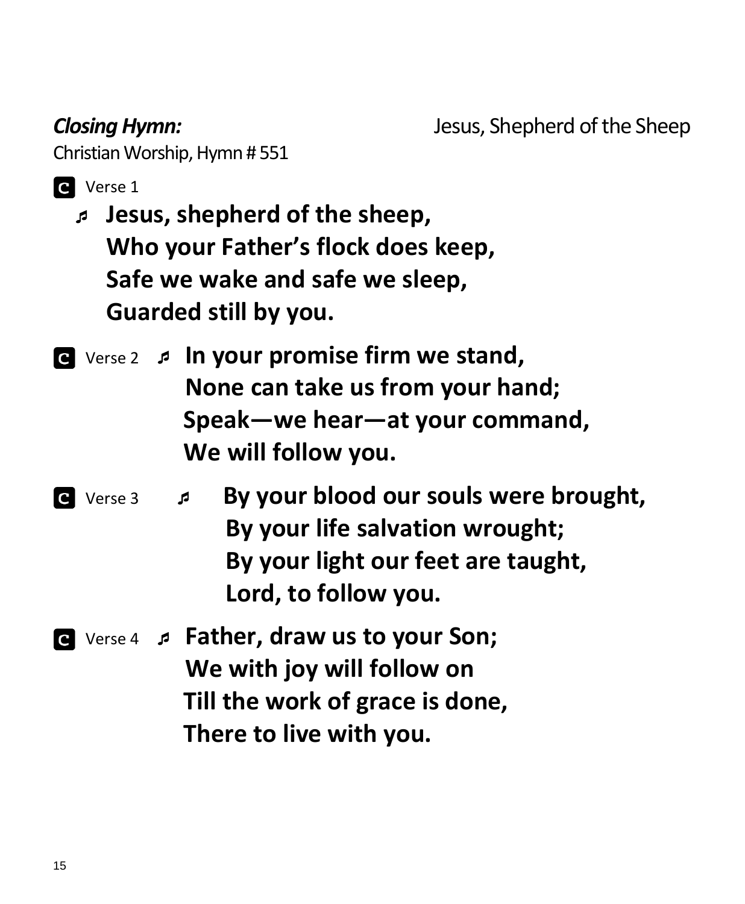***Closing Hymn:*** Jesus, Shepherd of the Sheep

Christian Worship, Hymn # 551

C Verse 1

♬ **Jesus, shepherd of the sheep,**
**Who your Father's flock does keep,**
**Safe we wake and safe we sleep,**
**Guarded still by you.**

C Verse 2 ♬ **In your promise firm we stand,**
**None can take us from your hand;**
**Speak—we hear—at your command,**
**We will follow you.**

C Verse 3 ♬ **By your blood our souls were brought,**
**By your life salvation wrought;**
**By your light our feet are taught,**
**Lord, to follow you.**

C Verse 4 ♬ **Father, draw us to your Son;**
**We with joy will follow on**
**Till the work of grace is done,**
**There to live with you.**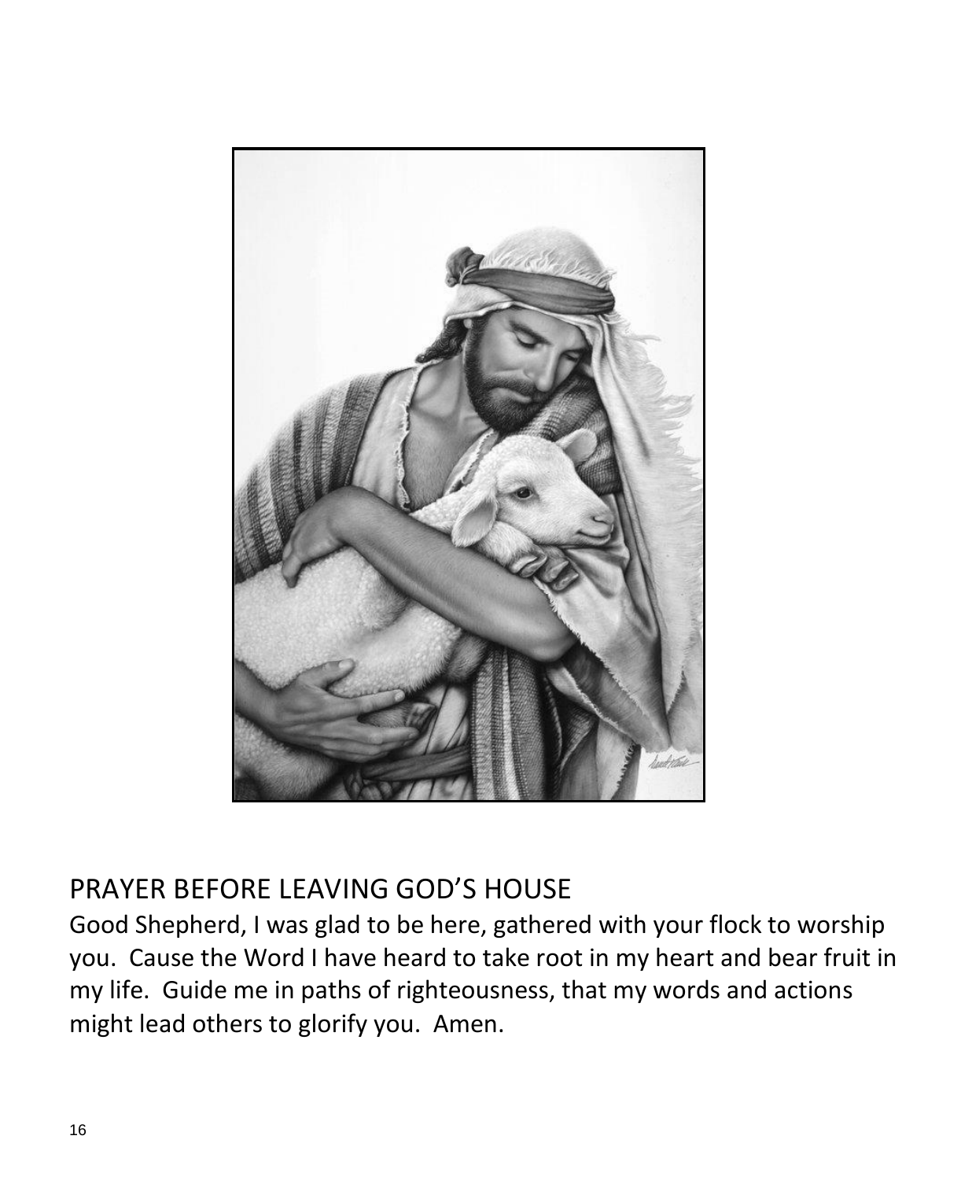## PRAYER BEFORE LEAVING GOD'S HOUSE

Good Shepherd, I was glad to be here, gathered with your flock to worship you. Cause the Word I have heard to take root in my heart and bear fruit in my life. Guide me in paths of righteousness, that my words and actions might lead others to glorify you. Amen.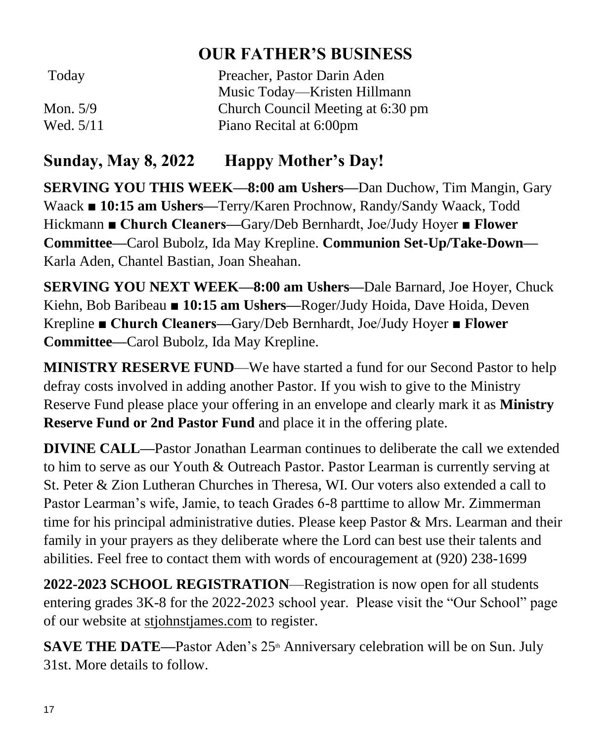# OUR FATHER'S BUSINESS

| | |
|---|---|
| Today | Preacher, Pastor Darin Aden |
| | Music Today—Kristen Hillmann |
| Mon. 5/9 | Church Council Meeting at 6:30 pm |
| Wed. 5/11 | Piano Recital at 6:00pm |

## Sunday, May 8, 2022 Happy Mother's Day!

**SERVING YOU THIS WEEK—8:00 am Ushers—**Dan Duchow, Tim Mangin, Gary Waack ■ **10:15 am Ushers—**Terry/Karen Prochnow, Randy/Sandy Waack, Todd Hickmann ■ **Church Cleaners—**Gary/Deb Bernhardt, Joe/Judy Hoyer ■ **Flower Committee—**Carol Bubolz, Ida May Krepline. **Communion Set-Up/Take-Down—** Karla Aden, Chantel Bastian, Joan Sheahan.

**SERVING YOU NEXT WEEK—8:00 am Ushers—**Dale Barnard, Joe Hoyer, Chuck Kiehn, Bob Baribeau ■ **10:15 am Ushers—**Roger/Judy Hoida, Dave Hoida, Deven Krepline ■ **Church Cleaners—**Gary/Deb Bernhardt, Joe/Judy Hoyer ■ **Flower Committee—**Carol Bubolz, Ida May Krepline.

**MINISTRY RESERVE FUND**—We have started a fund for our Second Pastor to help defray costs involved in adding another Pastor. If you wish to give to the Ministry Reserve Fund please place your offering in an envelope and clearly mark it as **Ministry Reserve Fund or 2nd Pastor Fund** and place it in the offering plate.

**DIVINE CALL—**Pastor Jonathan Learman continues to deliberate the call we extended to him to serve as our Youth & Outreach Pastor. Pastor Learman is currently serving at St. Peter & Zion Lutheran Churches in Theresa, WI. Our voters also extended a call to Pastor Learman's wife, Jamie, to teach Grades 6-8 parttime to allow Mr. Zimmerman time for his principal administrative duties. Please keep Pastor & Mrs. Learman and their family in your prayers as they deliberate where the Lord can best use their talents and abilities. Feel free to contact them with words of encouragement at (920) 238-1699

**2022-2023 SCHOOL REGISTRATION**—Registration is now open for all students entering grades 3K-8 for the 2022-2023 school year. Please visit the "Our School" page of our website at stjohnstjames.com to register.

**SAVE THE DATE—**Pastor Aden's 25th Anniversary celebration will be on Sun. July 31st. More details to follow.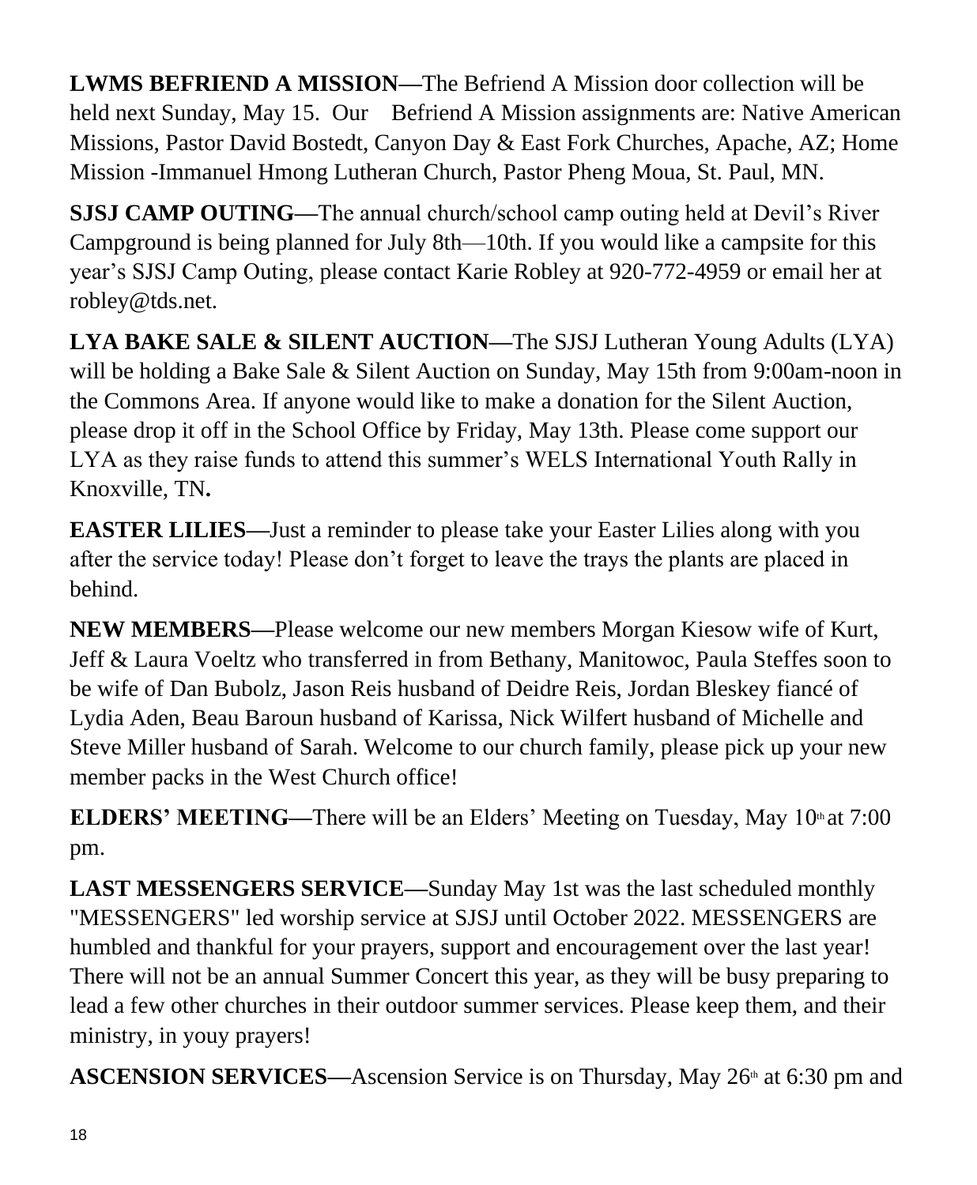**LWMS BEFRIEND A MISSION—**The Befriend A Mission door collection will be held next Sunday, May 15. Our Befriend A Mission assignments are: Native American Missions, Pastor David Bostedt, Canyon Day & East Fork Churches, Apache, AZ; Home Mission -Immanuel Hmong Lutheran Church, Pastor Pheng Moua, St. Paul, MN.

**SJSJ CAMP OUTING—**The annual church/school camp outing held at Devil's River Campground is being planned for July 8th—10th. If you would like a campsite for this year's SJSJ Camp Outing, please contact Karie Robley at 920-772-4959 or email her at robley@tds.net.

**LYA BAKE SALE & SILENT AUCTION—**The SJSJ Lutheran Young Adults (LYA) will be holding a Bake Sale & Silent Auction on Sunday, May 15th from 9:00am-noon in the Commons Area. If anyone would like to make a donation for the Silent Auction, please drop it off in the School Office by Friday, May 13th. Please come support our LYA as they raise funds to attend this summer's WELS International Youth Rally in Knoxville, TN**.**

**EASTER LILIES—**Just a reminder to please take your Easter Lilies along with you after the service today! Please don't forget to leave the trays the plants are placed in behind.

**NEW MEMBERS—**Please welcome our new members Morgan Kiesow wife of Kurt, Jeff & Laura Voeltz who transferred in from Bethany, Manitowoc, Paula Steffes soon to be wife of Dan Bubolz, Jason Reis husband of Deidre Reis, Jordan Bleskey fiancé of Lydia Aden, Beau Baroun husband of Karissa, Nick Wilfert husband of Michelle and Steve Miller husband of Sarah. Welcome to our church family, please pick up your new member packs in the West Church office!

**ELDERS' MEETING—**There will be an Elders' Meeting on Tuesday, May 10th at 7:00 pm.

**LAST MESSENGERS SERVICE—**Sunday May 1st was the last scheduled monthly "MESSENGERS" led worship service at SJSJ until October 2022. MESSENGERS are humbled and thankful for your prayers, support and encouragement over the last year! There will not be an annual Summer Concert this year, as they will be busy preparing to lead a few other churches in their outdoor summer services. Please keep them, and their ministry, in youy prayers!

**ASCENSION SERVICES—**Ascension Service is on Thursday, May 26th at 6:30 pm and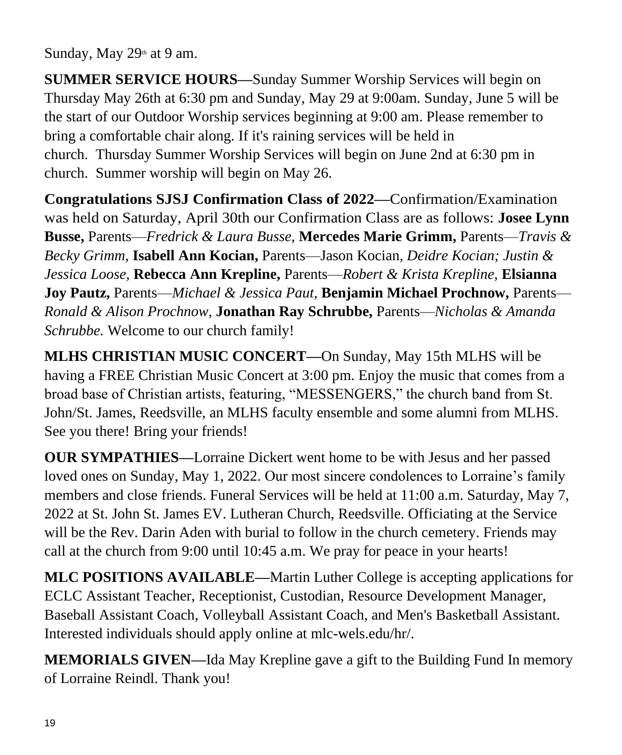Sunday, May 29th at 9 am.

**SUMMER SERVICE HOURS—**Sunday Summer Worship Services will begin on Thursday May 26th at 6:30 pm and Sunday, May 29 at 9:00am. Sunday, June 5 will be the start of our Outdoor Worship services beginning at 9:00 am. Please remember to bring a comfortable chair along. If it's raining services will be held in church. Thursday Summer Worship Services will begin on June 2nd at 6:30 pm in church. Summer worship will begin on May 26.

**Congratulations SJSJ Confirmation Class of 2022—**Confirmation/Examination was held on Saturday, April 30th our Confirmation Class are as follows: **Josee Lynn Busse,** Parents—*Fredrick & Laura Busse,* **Mercedes Marie Grimm,** Parents—*Travis & Becky Grimm,* **Isabell Ann Kocian,** Parents—Jason Kocian, *Deidre Kocian; Justin & Jessica Loose,* **Rebecca Ann Krepline,** Parents—*Robert & Krista Krepline,* **Elsianna Joy Pautz,** Parents—*Michael & Jessica Paut,* **Benjamin Michael Prochnow,** Parents—*Ronald & Alison Prochnow,* **Jonathan Ray Schrubbe,** Parents—*Nicholas & Amanda Schrubbe.* Welcome to our church family!

**MLHS CHRISTIAN MUSIC CONCERT—**On Sunday, May 15th MLHS will be having a FREE Christian Music Concert at 3:00 pm. Enjoy the music that comes from a broad base of Christian artists, featuring, "MESSENGERS," the church band from St. John/St. James, Reedsville, an MLHS faculty ensemble and some alumni from MLHS. See you there! Bring your friends!

**OUR SYMPATHIES—**Lorraine Dickert went home to be with Jesus and her passed loved ones on Sunday, May 1, 2022. Our most sincere condolences to Lorraine's family members and close friends. Funeral Services will be held at 11:00 a.m. Saturday, May 7, 2022 at St. John St. James EV. Lutheran Church, Reedsville. Officiating at the Service will be the Rev. Darin Aden with burial to follow in the church cemetery. Friends may call at the church from 9:00 until 10:45 a.m. We pray for peace in your hearts!

**MLC POSITIONS AVAILABLE—**Martin Luther College is accepting applications for ECLC Assistant Teacher, Receptionist, Custodian, Resource Development Manager, Baseball Assistant Coach, Volleyball Assistant Coach, and Men's Basketball Assistant. Interested individuals should apply online at mlc-wels.edu/hr/.

**MEMORIALS GIVEN—**Ida May Krepline gave a gift to the Building Fund In memory of Lorraine Reindl. Thank you!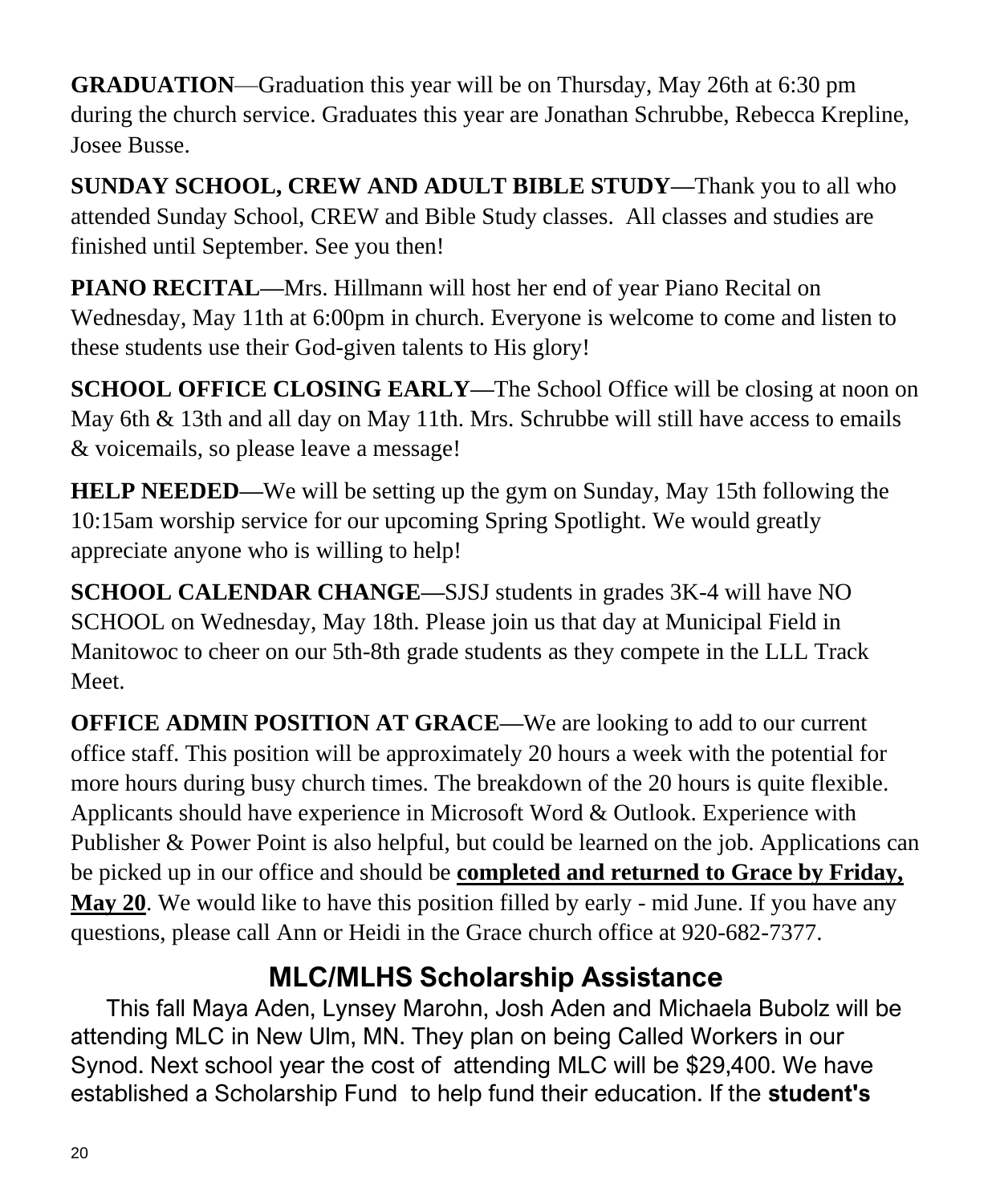**GRADUATION**—Graduation this year will be on Thursday, May 26th at 6:30 pm during the church service. Graduates this year are Jonathan Schrubbe, Rebecca Krepline, Josee Busse.

**SUNDAY SCHOOL, CREW AND ADULT BIBLE STUDY—**Thank you to all who attended Sunday School, CREW and Bible Study classes. All classes and studies are finished until September. See you then!

**PIANO RECITAL—**Mrs. Hillmann will host her end of year Piano Recital on Wednesday, May 11th at 6:00pm in church. Everyone is welcome to come and listen to these students use their God-given talents to His glory!

**SCHOOL OFFICE CLOSING EARLY—**The School Office will be closing at noon on May 6th & 13th and all day on May 11th. Mrs. Schrubbe will still have access to emails & voicemails, so please leave a message!

**HELP NEEDED—**We will be setting up the gym on Sunday, May 15th following the 10:15am worship service for our upcoming Spring Spotlight. We would greatly appreciate anyone who is willing to help!

**SCHOOL CALENDAR CHANGE—**SJSJ students in grades 3K-4 will have NO SCHOOL on Wednesday, May 18th. Please join us that day at Municipal Field in Manitowoc to cheer on our 5th-8th grade students as they compete in the LLL Track Meet.

**OFFICE ADMIN POSITION AT GRACE—**We are looking to add to our current office staff. This position will be approximately 20 hours a week with the potential for more hours during busy church times. The breakdown of the 20 hours is quite flexible. Applicants should have experience in Microsoft Word & Outlook. Experience with Publisher & Power Point is also helpful, but could be learned on the job. Applications can be picked up in our office and should be **completed and returned to Grace by Friday, May 20**. We would like to have this position filled by early - mid June. If you have any questions, please call Ann or Heidi in the Grace church office at 920-682-7377.

## MLC/MLHS Scholarship Assistance

This fall Maya Aden, Lynsey Marohn, Josh Aden and Michaela Bubolz will be attending MLC in New Ulm, MN. They plan on being Called Workers in our Synod. Next school year the cost of attending MLC will be $29,400. We have established a Scholarship Fund to help fund their education. If the **student's**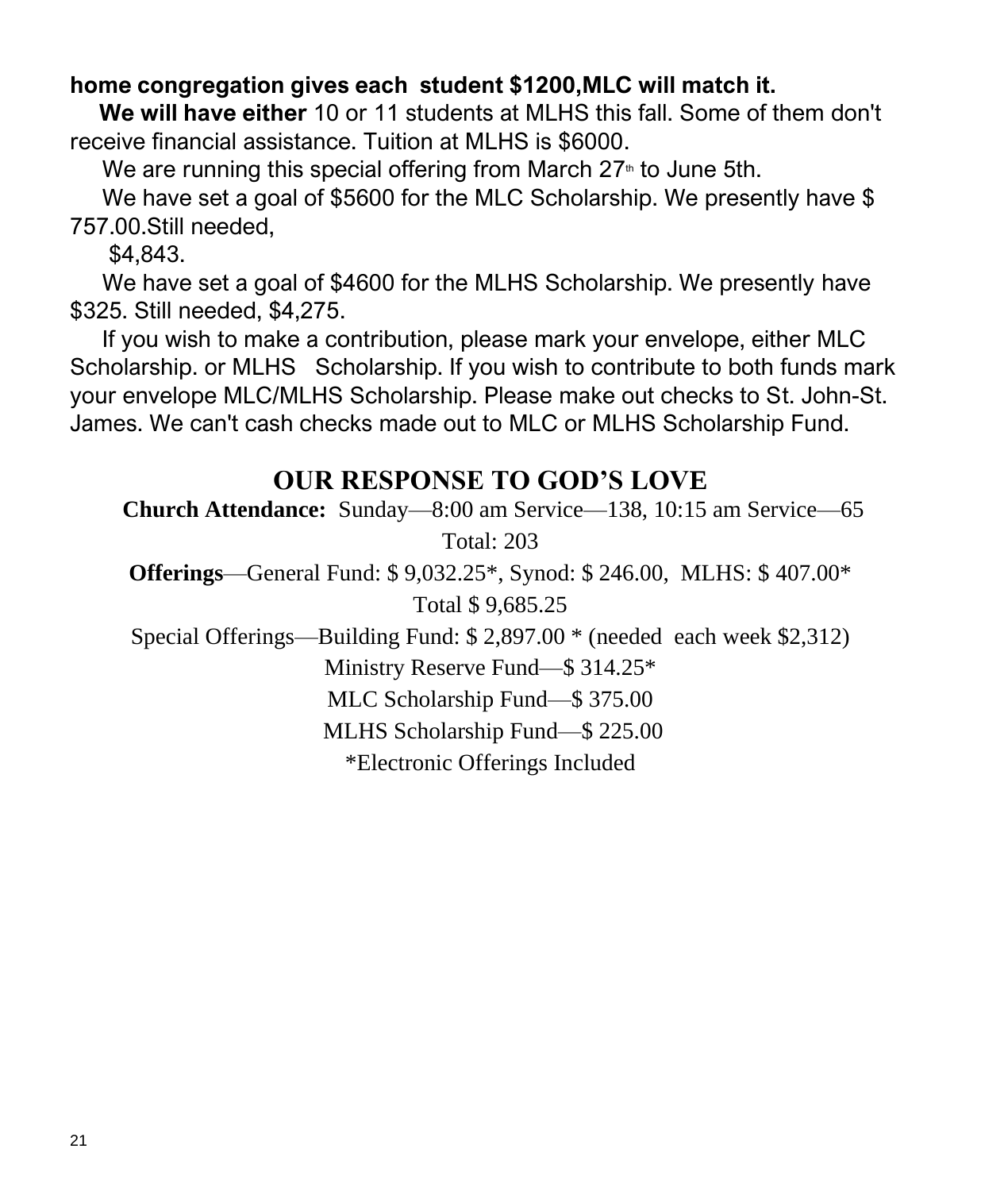**home congregation gives each student $1200,MLC will match it.**

**We will have either** 10 or 11 students at MLHS this fall. Some of them don't receive financial assistance. Tuition at MLHS is $6000.

We are running this special offering from March 27th to June 5th.

We have set a goal of $5600 for the MLC Scholarship. We presently have $ 757.00.Still needed,

$4,843.

We have set a goal of $4600 for the MLHS Scholarship. We presently have $325. Still needed, $4,275.

If you wish to make a contribution, please mark your envelope, either MLC Scholarship. or MLHS Scholarship. If you wish to contribute to both funds mark your envelope MLC/MLHS Scholarship. Please make out checks to St. John-St. James. We can't cash checks made out to MLC or MLHS Scholarship Fund.

## OUR RESPONSE TO GOD'S LOVE

**Church Attendance:** Sunday—8:00 am Service—138, 10:15 am Service—65

Total: 203

**Offerings**—General Fund: $ 9,032.25*, Synod: $ 246.00, MLHS: $ 407.00*

Total $ 9,685.25

Special Offerings—Building Fund: $ 2,897.00 * (needed each week $2,312)

Ministry Reserve Fund—$ 314.25*

MLC Scholarship Fund—$ 375.00

MLHS Scholarship Fund—$ 225.00

*Electronic Offerings Included